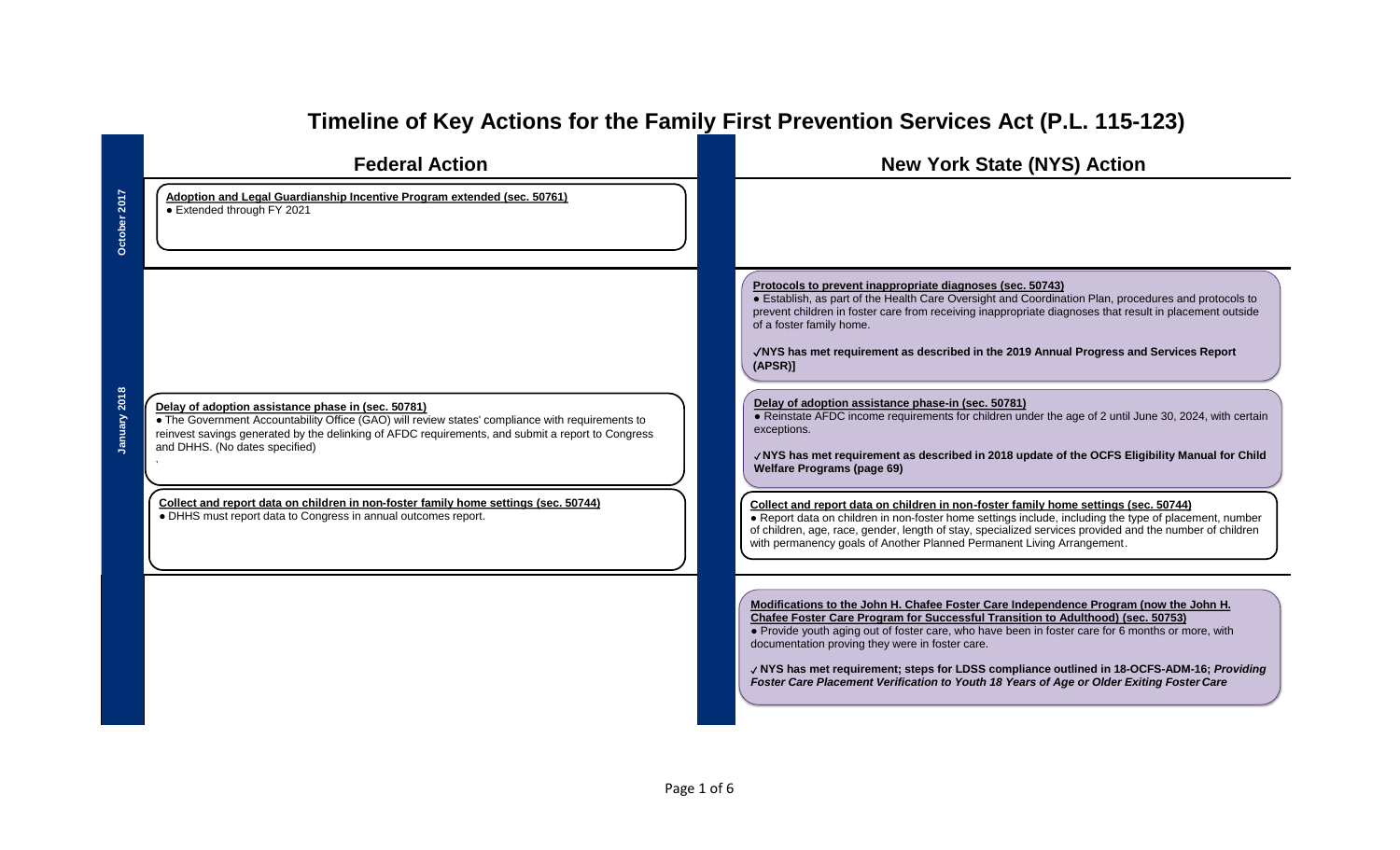# Timeline of Key Actions for the Family First Prevention Services Act (P.L. 115-123)

| | Federal Action | New York State (NYS) Action |
|---|---|---|
| **October 2017** | **Adoption and Legal Guardianship Incentive Program extended (sec. 50761)**<br>● Extended through FY 2021 | |
| **January 2018** | | **Protocols to prevent inappropriate diagnoses (sec. 50743)**<br>● Establish, as part of the Health Care Oversight and Coordination Plan, procedures and protocols to prevent children in foster care from receiving inappropriate diagnoses that result in placement outside of a foster family home.<br><br>**✓NYS has met requirement as described in the 2019 Annual Progress and Services Report (APSR)]** |
| | **Delay of adoption assistance phase in (sec. 50781)**<br>● The Government Accountability Office (GAO) will review states' compliance with requirements to reinvest savings generated by the delinking of AFDC requirements, and submit a report to Congress and DHHS. (No dates specified) | **Delay of adoption assistance phase-in (sec. 50781)**<br>● Reinstate AFDC income requirements for children under the age of 2 until June 30, 2024, with certain exceptions.<br><br>**✓NYS has met requirement as described in 2018 update of the OCFS Eligibility Manual for Child Welfare Programs (page 69)** |
| | **Collect and report data on children in non-foster family home settings (sec. 50744)**<br>● DHHS must report data to Congress in annual outcomes report. | **Collect and report data on children in non-foster family home settings (sec. 50744)**<br>● Report data on children in non-foster home settings include, including the type of placement, number of children, age, race, gender, length of stay, specialized services provided and the number of children with permanency goals of Another Planned Permanent Living Arrangement. |
| | | **Modifications to the John H. Chafee Foster Care Independence Program (now the John H. Chafee Foster Care Program for Successful Transition to Adulthood) (sec. 50753)**<br>● Provide youth aging out of foster care, who have been in foster care for 6 months or more, with documentation proving they were in foster care.<br><br>**✓ NYS has met requirement; steps for LDSS compliance outlined in 18-OCFS-ADM-16; *Providing Foster Care Placement Verification to Youth 18 Years of Age or Older Exiting Foster Care*** |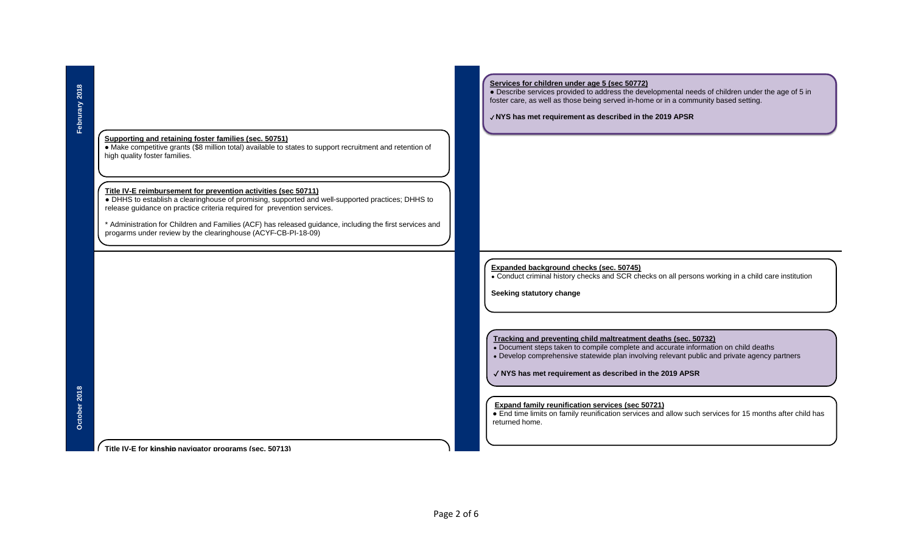**Februrary 2018**

**Supporting and retaining foster families (sec. 50751)**

- Make competitive grants ($8 million total) available to states to support recruitment and retention of high quality foster families.

**Title IV-E reimbursement for prevention activities (sec 50711)**

- DHHS to establish a clearinghouse of promising, supported and well-supported practices; DHHS to release guidance on practice criteria required for prevention services.

* Administration for Children and Families (ACF) has released guidance, including the first services and progarms under review by the clearinghouse (ACYF-CB-PI-18-09)

**Services for children under age 5 (sec 50772)**

- Describe services provided to address the developmental needs of children under the age of 5 in foster care, as well as those being served in-home or in a community based setting.

✓ **NYS has met requirement as described in the 2019 APSR**

**October 2018**

**Expanded background checks (sec. 50745)**

- Conduct criminal history checks and SCR checks on all persons working in a child care institution

**Seeking statutory change**

**Tracking and preventing child maltreatment deaths (sec. 50732)**

- Document steps taken to compile complete and accurate information on child deaths
- Develop comprehensive statewide plan involving relevant public and private agency partners

✓ **NYS has met requirement as described in the 2019 APSR**

**Expand family reunification services (sec 50721)**

- End time limits on family reunification services and allow such services for 15 months after child has returned home.

**Title IV-E for kinship navigator programs (sec. 50713)**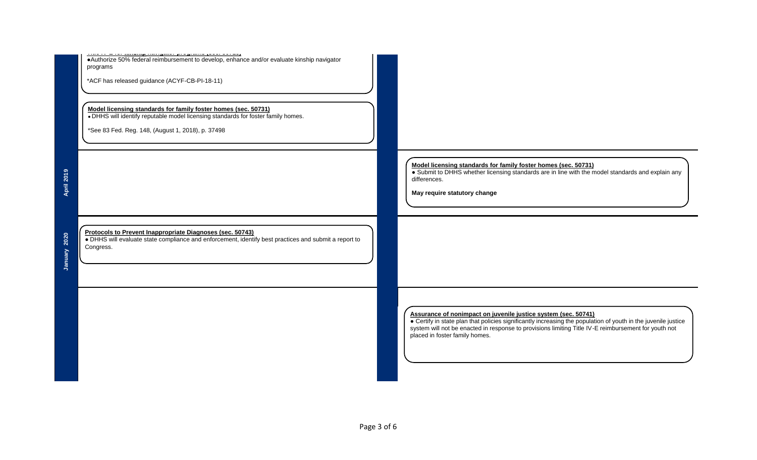Title IV-E for kinship navigator programs (sec. 50713)

- Authorize 50% federal reimbursement to develop, enhance and/or evaluate kinship navigator programs

*ACF has released guidance (ACYF-CB-PI-18-11)

**Model licensing standards for family foster homes (sec. 50731)**

- DHHS will identify reputable model licensing standards for foster family homes.

*See 83 Fed. Reg. 148, (August 1, 2018), p. 37498

## April 2019

**Model licensing standards for family foster homes (sec. 50731)**

- Submit to DHHS whether licensing standards are in line with the model standards and explain any differences.

**May require statutory change**

## January 2020

**Protocols to Prevent Inappropriate Diagnoses (sec. 50743)**

- DHHS will evaluate state compliance and enforcement, identify best practices and submit a report to Congress.

**Assurance of nonimpact on juvenile justice system (sec. 50741)**

- Certify in state plan that policies significantly increasing the population of youth in the juvenile justice system will not be enacted in response to provisions limiting Title IV-E reimbursement for youth not placed in foster family homes.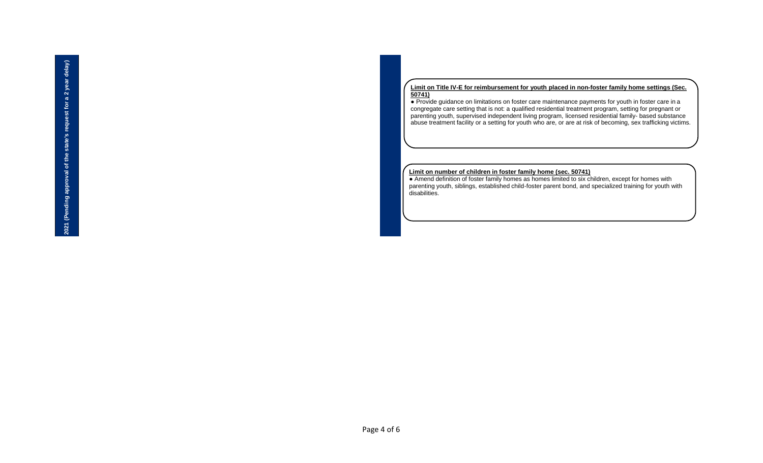**2021 (Pending approval of the state's request for a 2 year delay)**

**Limit on Title IV-E for reimbursement for youth placed in non-foster family home settings (Sec. 50741)**

- Provide guidance on limitations on foster care maintenance payments for youth in foster care in a congregate care setting that is not: a qualified residential treatment program, setting for pregnant or parenting youth, supervised independent living program, licensed residential family- based substance abuse treatment facility or a setting for youth who are, or are at risk of becoming, sex trafficking victims.

**Limit on number of children in foster family home (sec. 50741)**

- Amend definition of foster family homes as homes limited to six children, except for homes with parenting youth, siblings, established child-foster parent bond, and specialized training for youth with disabilities.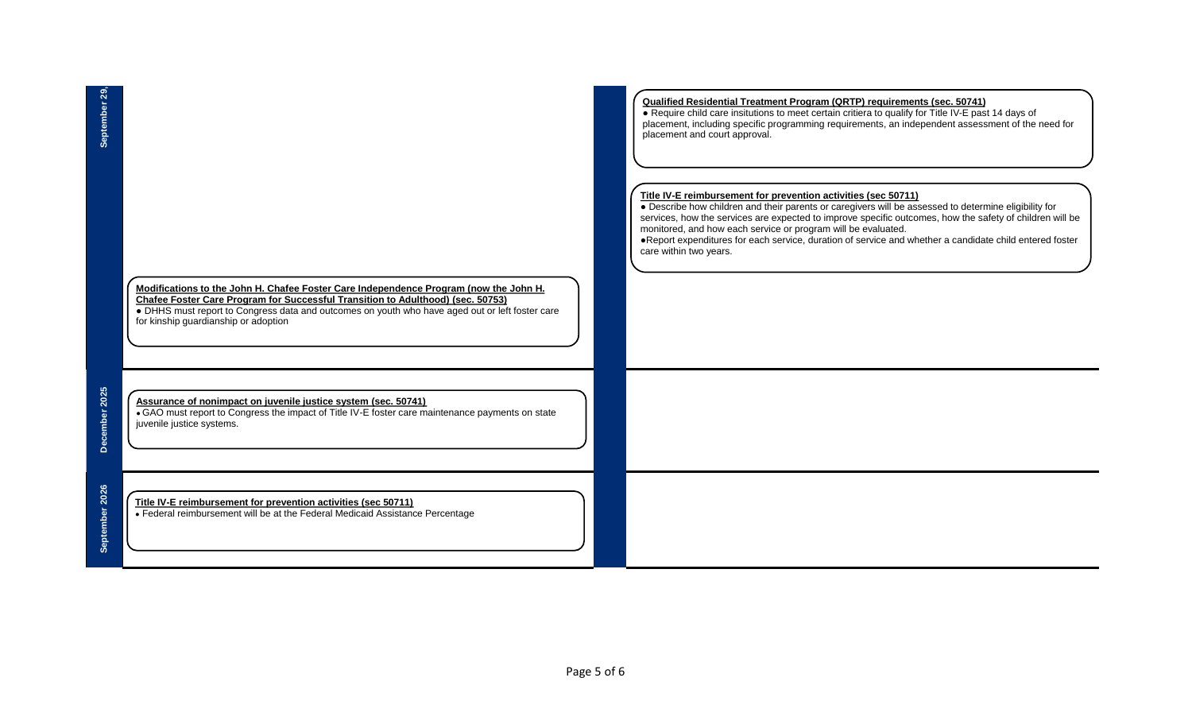## September 29, [date cut off]

**Modifications to the John H. Chafee Foster Care Independence Program (now the John H. Chafee Foster Care Program for Successful Transition to Adulthood) (sec. 50753)**

- DHHS must report to Congress data and outcomes on youth who have aged out or left foster care for kinship guardianship or adoption

**Qualified Residential Treatment Program (QRTP) requirements (sec. 50741)**

- Require child care insitutions to meet certain critiera to qualify for Title IV-E past 14 days of placement, including specific programming requirements, an independent assessment of the need for placement and court approval.

**Title IV-E reimbursement for prevention activities (sec 50711)**

- Describe how children and their parents or caregivers will be assessed to determine eligibility for services, how the services are expected to improve specific outcomes, how the safety of children will be monitored, and how each service or program will be evaluated.
- Report expenditures for each service, duration of service and whether a candidate child entered foster care within two years.

## December 2025

**Assurance of nonimpact on juvenile justice system (sec. 50741)**

- GAO must report to Congress the impact of Title IV-E foster care maintenance payments on state juvenile justice systems.

## September 2026

**Title IV-E reimbursement for prevention activities (sec 50711)**

- Federal reimbursement will be at the Federal Medicaid Assistance Percentage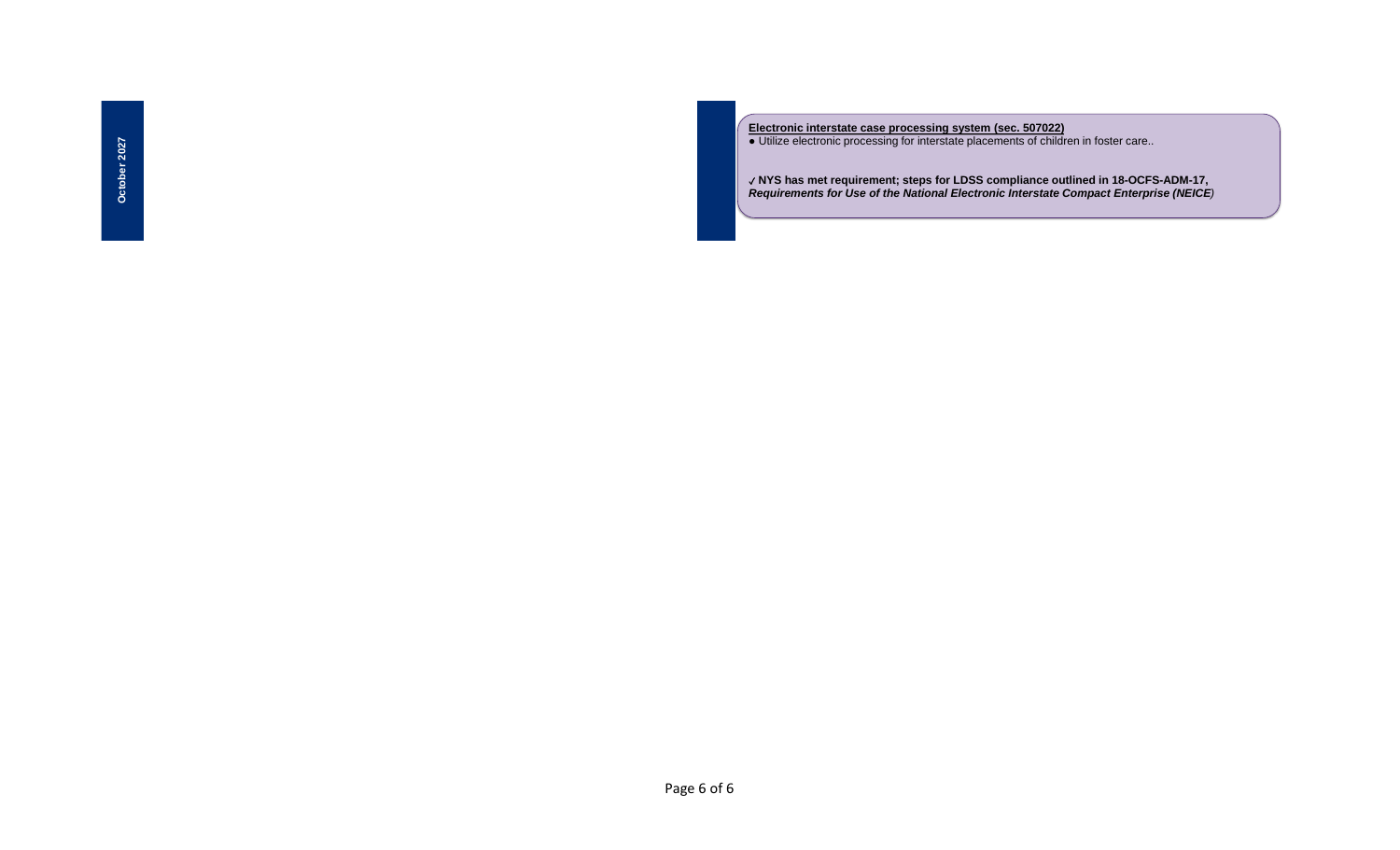**October 2027**

**Electronic interstate case processing system (sec. 507022)**

- Utilize electronic processing for interstate placements of children in foster care..

✓ **NYS has met requirement; steps for LDSS compliance outlined in 18-OCFS-ADM-17, *Requirements for Use of the National Electronic Interstate Compact Enterprise (NEICE)***